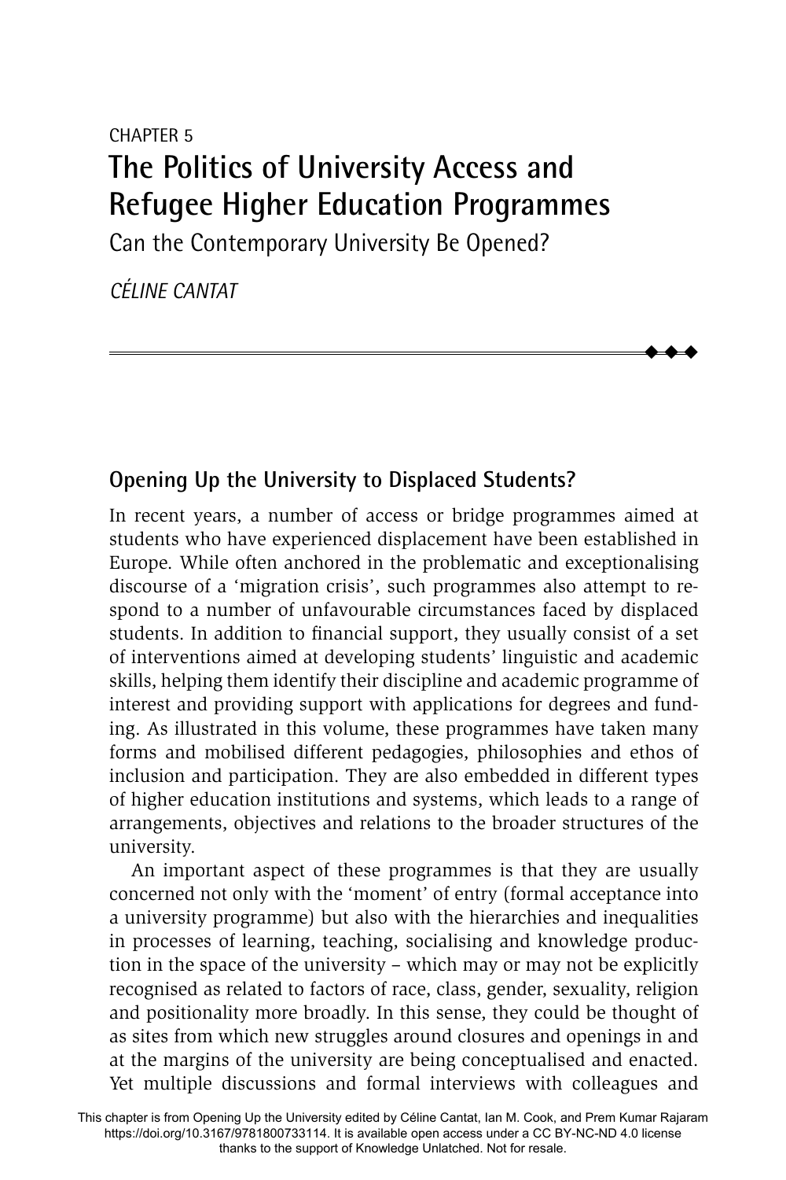CHAPTER 5

# The Politics of University Access and Refugee Higher Education Programmes

Can the Contemporary University Be Opened?

*CÉLINE CANTAT*

## Opening Up the University to Displaced Students?

In recent years, a number of access or bridge programmes aimed at students who have experienced displacement have been established in Europe. While often anchored in the problematic and exceptionalising discourse of a 'migration crisis', such programmes also attempt to respond to a number of unfavourable circumstances faced by displaced students. In addition to financial support, they usually consist of a set of interventions aimed at developing students' linguistic and academic skills, helping them identify their discipline and academic programme of interest and providing support with applications for degrees and funding. As illustrated in this volume, these programmes have taken many forms and mobilised different pedagogies, philosophies and ethos of inclusion and participation. They are also embedded in different types of higher education institutions and systems, which leads to a range of arrangements, objectives and relations to the broader structures of the university.

An important aspect of these programmes is that they are usually concerned not only with the 'moment' of entry (formal acceptance into a university programme) but also with the hierarchies and inequalities in processes of learning, teaching, socialising and knowledge production in the space of the university – which may or may not be explicitly recognised as related to factors of race, class, gender, sexuality, religion and positionality more broadly. In this sense, they could be thought of as sites from which new struggles around closures and openings in and at the margins of the university are being conceptualised and enacted. Yet multiple discussions and formal interviews with colleagues and

This chapter is from Opening Up the University edited by Céline Cantat, Ian M. Cook, and Prem Kumar Rajaram https://doi.org/10.3167/9781800733114. It is available open access under a CC BY-NC-ND 4.0 license thanks to the support of Knowledge Unlatched. Not for resale.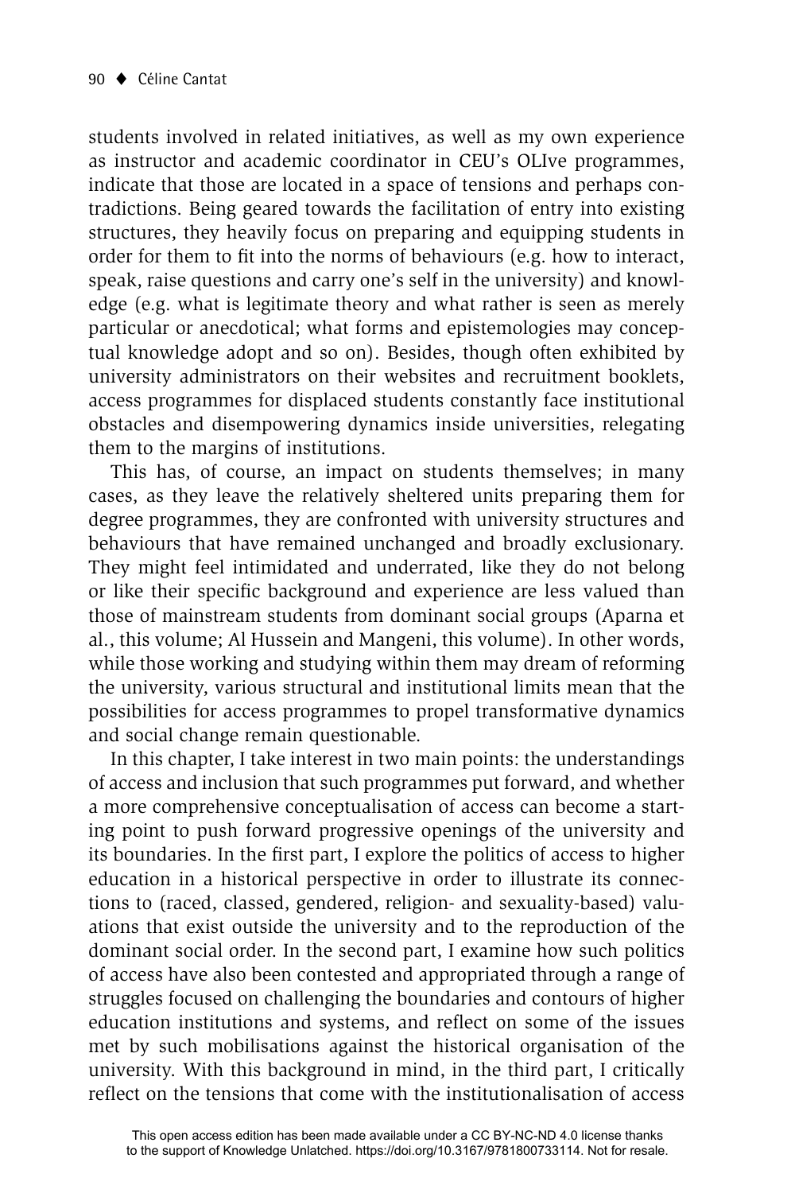students involved in related initiatives, as well as my own experience as instructor and academic coordinator in CEU's OLIve programmes, indicate that those are located in a space of tensions and perhaps contradictions. Being geared towards the facilitation of entry into existing structures, they heavily focus on preparing and equipping students in order for them to fit into the norms of behaviours (e.g. how to interact, speak, raise questions and carry one's self in the university) and knowledge (e.g. what is legitimate theory and what rather is seen as merely particular or anecdotical; what forms and epistemologies may conceptual knowledge adopt and so on). Besides, though often exhibited by university administrators on their websites and recruitment booklets, access programmes for displaced students constantly face institutional obstacles and disempowering dynamics inside universities, relegating them to the margins of institutions.

This has, of course, an impact on students themselves; in many cases, as they leave the relatively sheltered units preparing them for degree programmes, they are confronted with university structures and behaviours that have remained unchanged and broadly exclusionary. They might feel intimidated and underrated, like they do not belong or like their specific background and experience are less valued than those of mainstream students from dominant social groups (Aparna et al., this volume; Al Hussein and Mangeni, this volume). In other words, while those working and studying within them may dream of reforming the university, various structural and institutional limits mean that the possibilities for access programmes to propel transformative dynamics and social change remain questionable.

In this chapter, I take interest in two main points: the understandings of access and inclusion that such programmes put forward, and whether a more comprehensive conceptualisation of access can become a starting point to push forward progressive openings of the university and its boundaries. In the first part, I explore the politics of access to higher education in a historical perspective in order to illustrate its connections to (raced, classed, gendered, religion- and sexuality-based) valuations that exist outside the university and to the reproduction of the dominant social order. In the second part, I examine how such politics of access have also been contested and appropriated through a range of struggles focused on challenging the boundaries and contours of higher education institutions and systems, and reflect on some of the issues met by such mobilisations against the historical organisation of the university. With this background in mind, in the third part, I critically reflect on the tensions that come with the institutionalisation of access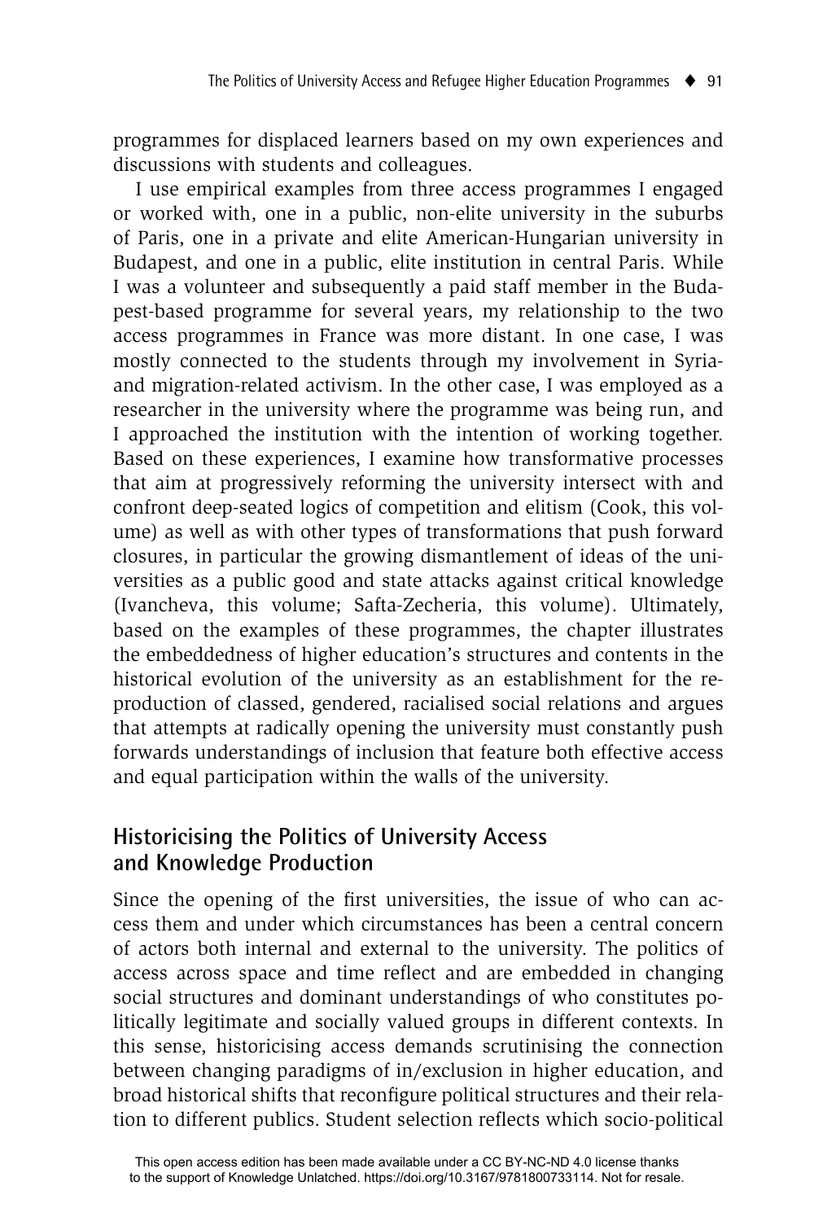programmes for displaced learners based on my own experiences and discussions with students and colleagues.

I use empirical examples from three access programmes I engaged or worked with, one in a public, non-elite university in the suburbs of Paris, one in a private and elite American-Hungarian university in Budapest, and one in a public, elite institution in central Paris. While I was a volunteer and subsequently a paid staff member in the Budapest-based programme for several years, my relationship to the two access programmes in France was more distant. In one case, I was mostly connected to the students through my involvement in Syria- and migration-related activism. In the other case, I was employed as a researcher in the university where the programme was being run, and I approached the institution with the intention of working together. Based on these experiences, I examine how transformative processes that aim at progressively reforming the university intersect with and confront deep-seated logics of competition and elitism (Cook, this volume) as well as with other types of transformations that push forward closures, in particular the growing dismantlement of ideas of the universities as a public good and state attacks against critical knowledge (Ivancheva, this volume; Safta-Zecheria, this volume). Ultimately, based on the examples of these programmes, the chapter illustrates the embeddedness of higher education's structures and contents in the historical evolution of the university as an establishment for the reproduction of classed, gendered, racialised social relations and argues that attempts at radically opening the university must constantly push forwards understandings of inclusion that feature both effective access and equal participation within the walls of the university.

## Historicising the Politics of University Access and Knowledge Production

Since the opening of the first universities, the issue of who can access them and under which circumstances has been a central concern of actors both internal and external to the university. The politics of access across space and time reflect and are embedded in changing social structures and dominant understandings of who constitutes politically legitimate and socially valued groups in different contexts. In this sense, historicising access demands scrutinising the connection between changing paradigms of in/exclusion in higher education, and broad historical shifts that reconfigure political structures and their relation to different publics. Student selection reflects which socio-political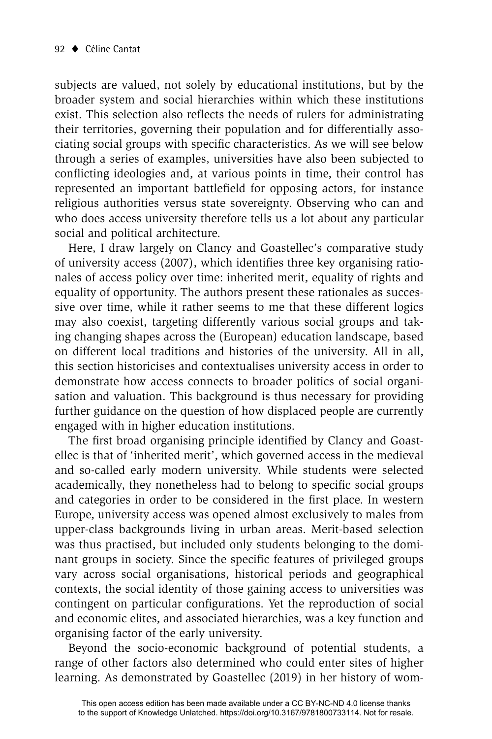subjects are valued, not solely by educational institutions, but by the broader system and social hierarchies within which these institutions exist. This selection also reflects the needs of rulers for administrating their territories, governing their population and for differentially associating social groups with specific characteristics. As we will see below through a series of examples, universities have also been subjected to conflicting ideologies and, at various points in time, their control has represented an important battlefield for opposing actors, for instance religious authorities versus state sovereignty. Observing who can and who does access university therefore tells us a lot about any particular social and political architecture.

Here, I draw largely on Clancy and Goastellec's comparative study of university access (2007), which identifies three key organising rationales of access policy over time: inherited merit, equality of rights and equality of opportunity. The authors present these rationales as successive over time, while it rather seems to me that these different logics may also coexist, targeting differently various social groups and taking changing shapes across the (European) education landscape, based on different local traditions and histories of the university. All in all, this section historicises and contextualises university access in order to demonstrate how access connects to broader politics of social organisation and valuation. This background is thus necessary for providing further guidance on the question of how displaced people are currently engaged with in higher education institutions.

The first broad organising principle identified by Clancy and Goastellec is that of 'inherited merit', which governed access in the medieval and so-called early modern university. While students were selected academically, they nonetheless had to belong to specific social groups and categories in order to be considered in the first place. In western Europe, university access was opened almost exclusively to males from upper-class backgrounds living in urban areas. Merit-based selection was thus practised, but included only students belonging to the dominant groups in society. Since the specific features of privileged groups vary across social organisations, historical periods and geographical contexts, the social identity of those gaining access to universities was contingent on particular configurations. Yet the reproduction of social and economic elites, and associated hierarchies, was a key function and organising factor of the early university.

Beyond the socio-economic background of potential students, a range of other factors also determined who could enter sites of higher learning. As demonstrated by Goastellec (2019) in her history of wom-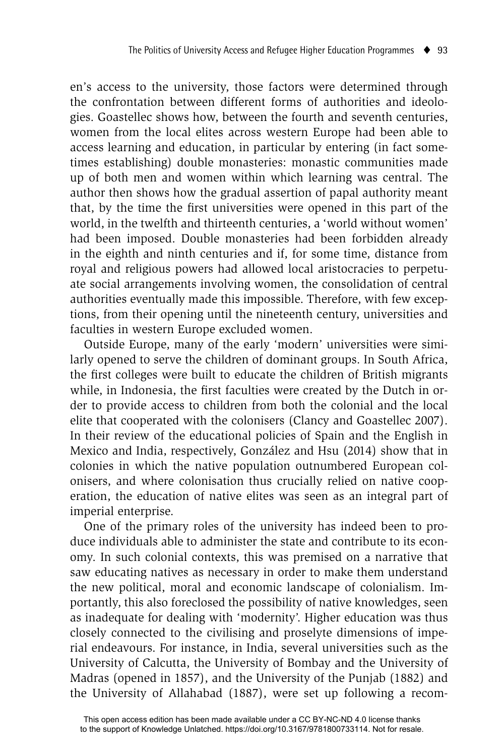en's access to the university, those factors were determined through the confrontation between different forms of authorities and ideologies. Goastellec shows how, between the fourth and seventh centuries, women from the local elites across western Europe had been able to access learning and education, in particular by entering (in fact sometimes establishing) double monasteries: monastic communities made up of both men and women within which learning was central. The author then shows how the gradual assertion of papal authority meant that, by the time the first universities were opened in this part of the world, in the twelfth and thirteenth centuries, a 'world without women' had been imposed. Double monasteries had been forbidden already in the eighth and ninth centuries and if, for some time, distance from royal and religious powers had allowed local aristocracies to perpetuate social arrangements involving women, the consolidation of central authorities eventually made this impossible. Therefore, with few exceptions, from their opening until the nineteenth century, universities and faculties in western Europe excluded women.

Outside Europe, many of the early 'modern' universities were similarly opened to serve the children of dominant groups. In South Africa, the first colleges were built to educate the children of British migrants while, in Indonesia, the first faculties were created by the Dutch in order to provide access to children from both the colonial and the local elite that cooperated with the colonisers (Clancy and Goastellec 2007). In their review of the educational policies of Spain and the English in Mexico and India, respectively, González and Hsu (2014) show that in colonies in which the native population outnumbered European colonisers, and where colonisation thus crucially relied on native cooperation, the education of native elites was seen as an integral part of imperial enterprise.

One of the primary roles of the university has indeed been to produce individuals able to administer the state and contribute to its economy. In such colonial contexts, this was premised on a narrative that saw educating natives as necessary in order to make them understand the new political, moral and economic landscape of colonialism. Importantly, this also foreclosed the possibility of native knowledges, seen as inadequate for dealing with 'modernity'. Higher education was thus closely connected to the civilising and proselyte dimensions of imperial endeavours. For instance, in India, several universities such as the University of Calcutta, the University of Bombay and the University of Madras (opened in 1857), and the University of the Punjab (1882) and the University of Allahabad (1887), were set up following a recom-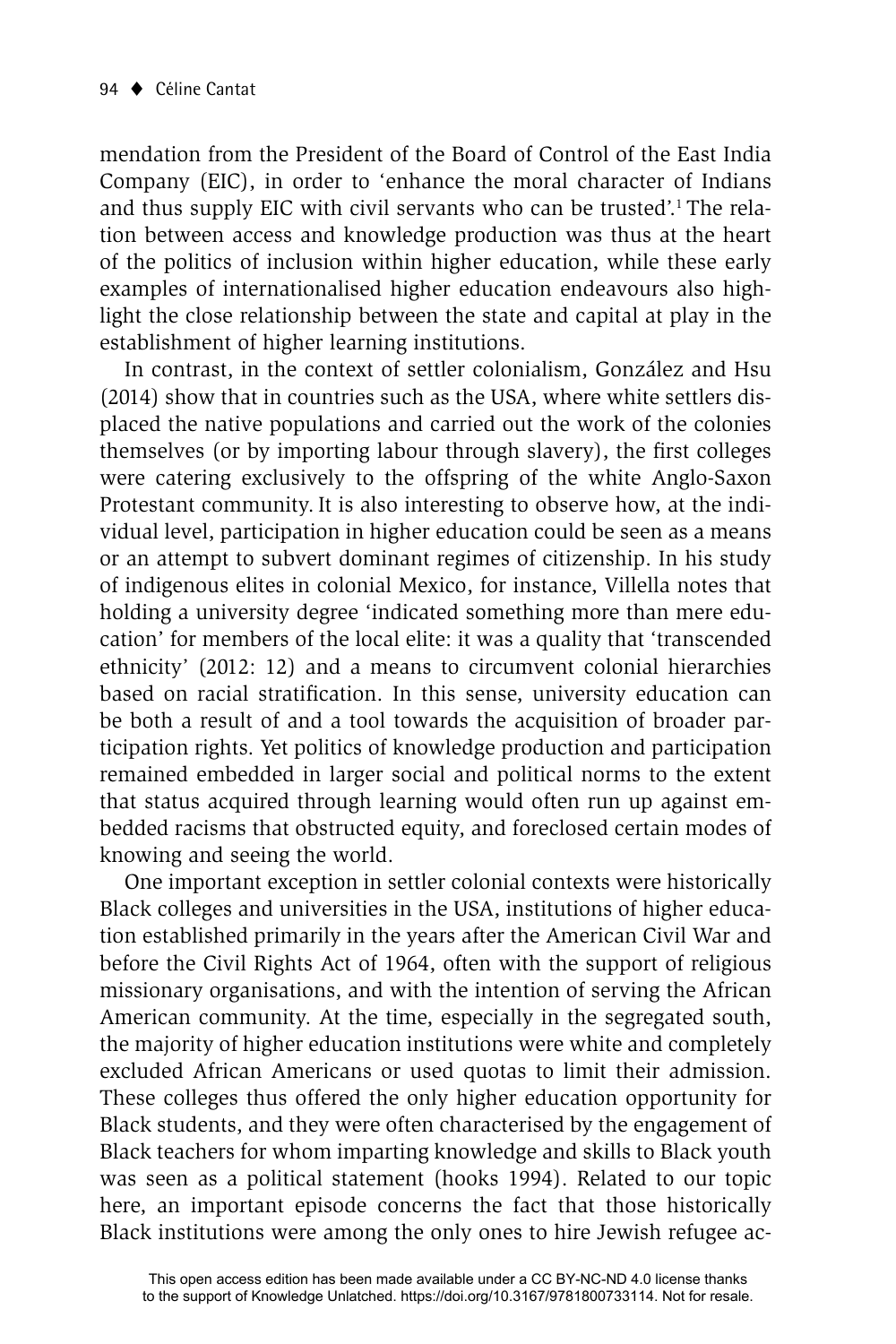mendation from the President of the Board of Control of the East India Company (EIC), in order to 'enhance the moral character of Indians and thus supply EIC with civil servants who can be trusted'.[1] The relation between access and knowledge production was thus at the heart of the politics of inclusion within higher education, while these early examples of internationalised higher education endeavours also highlight the close relationship between the state and capital at play in the establishment of higher learning institutions.

In contrast, in the context of settler colonialism, González and Hsu (2014) show that in countries such as the USA, where white settlers displaced the native populations and carried out the work of the colonies themselves (or by importing labour through slavery), the first colleges were catering exclusively to the offspring of the white Anglo-Saxon Protestant community. It is also interesting to observe how, at the individual level, participation in higher education could be seen as a means or an attempt to subvert dominant regimes of citizenship. In his study of indigenous elites in colonial Mexico, for instance, Villella notes that holding a university degree 'indicated something more than mere education' for members of the local elite: it was a quality that 'transcended ethnicity' (2012: 12) and a means to circumvent colonial hierarchies based on racial stratification. In this sense, university education can be both a result of and a tool towards the acquisition of broader participation rights. Yet politics of knowledge production and participation remained embedded in larger social and political norms to the extent that status acquired through learning would often run up against embedded racisms that obstructed equity, and foreclosed certain modes of knowing and seeing the world.

One important exception in settler colonial contexts were historically Black colleges and universities in the USA, institutions of higher education established primarily in the years after the American Civil War and before the Civil Rights Act of 1964, often with the support of religious missionary organisations, and with the intention of serving the African American community. At the time, especially in the segregated south, the majority of higher education institutions were white and completely excluded African Americans or used quotas to limit their admission. These colleges thus offered the only higher education opportunity for Black students, and they were often characterised by the engagement of Black teachers for whom imparting knowledge and skills to Black youth was seen as a political statement (hooks 1994). Related to our topic here, an important episode concerns the fact that those historically Black institutions were among the only ones to hire Jewish refugee ac-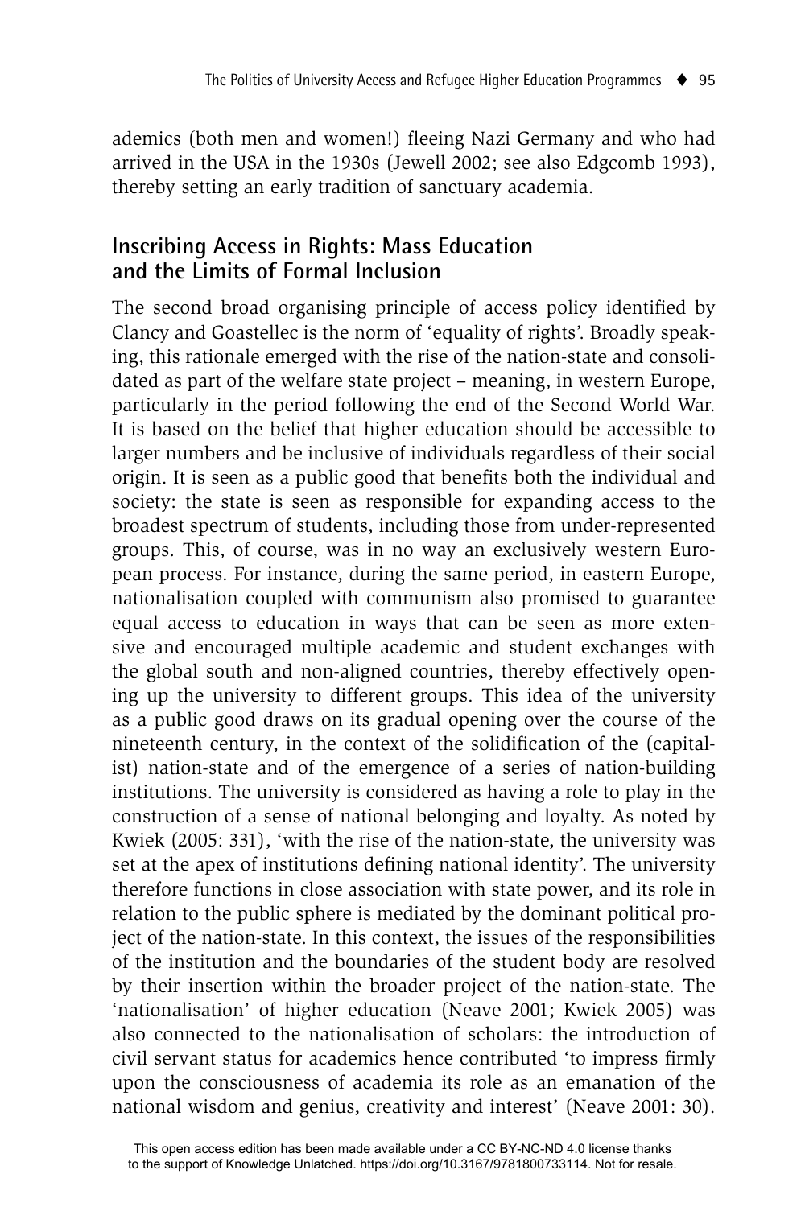ademics (both men and women!) fleeing Nazi Germany and who had arrived in the USA in the 1930s (Jewell 2002; see also Edgcomb 1993), thereby setting an early tradition of sanctuary academia.

## Inscribing Access in Rights: Mass Education and the Limits of Formal Inclusion

The second broad organising principle of access policy identified by Clancy and Goastellec is the norm of 'equality of rights'. Broadly speaking, this rationale emerged with the rise of the nation-state and consolidated as part of the welfare state project – meaning, in western Europe, particularly in the period following the end of the Second World War. It is based on the belief that higher education should be accessible to larger numbers and be inclusive of individuals regardless of their social origin. It is seen as a public good that benefits both the individual and society: the state is seen as responsible for expanding access to the broadest spectrum of students, including those from under-represented groups. This, of course, was in no way an exclusively western European process. For instance, during the same period, in eastern Europe, nationalisation coupled with communism also promised to guarantee equal access to education in ways that can be seen as more extensive and encouraged multiple academic and student exchanges with the global south and non-aligned countries, thereby effectively opening up the university to different groups. This idea of the university as a public good draws on its gradual opening over the course of the nineteenth century, in the context of the solidification of the (capitalist) nation-state and of the emergence of a series of nation-building institutions. The university is considered as having a role to play in the construction of a sense of national belonging and loyalty. As noted by Kwiek (2005: 331), 'with the rise of the nation-state, the university was set at the apex of institutions defining national identity'. The university therefore functions in close association with state power, and its role in relation to the public sphere is mediated by the dominant political project of the nation-state. In this context, the issues of the responsibilities of the institution and the boundaries of the student body are resolved by their insertion within the broader project of the nation-state. The 'nationalisation' of higher education (Neave 2001; Kwiek 2005) was also connected to the nationalisation of scholars: the introduction of civil servant status for academics hence contributed 'to impress firmly upon the consciousness of academia its role as an emanation of the national wisdom and genius, creativity and interest' (Neave 2001: 30).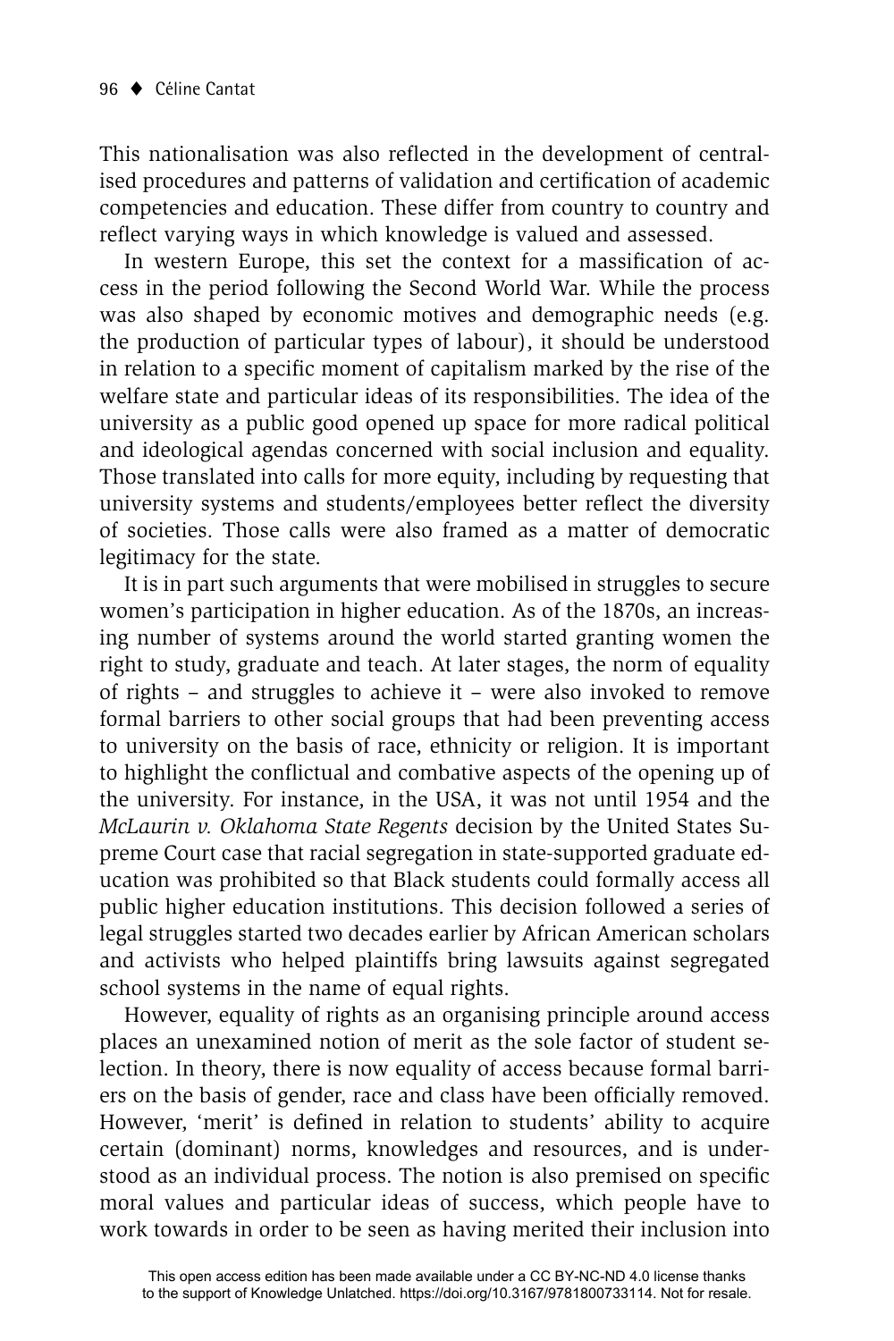This nationalisation was also reflected in the development of centralised procedures and patterns of validation and certification of academic competencies and education. These differ from country to country and reflect varying ways in which knowledge is valued and assessed.

In western Europe, this set the context for a massification of access in the period following the Second World War. While the process was also shaped by economic motives and demographic needs (e.g. the production of particular types of labour), it should be understood in relation to a specific moment of capitalism marked by the rise of the welfare state and particular ideas of its responsibilities. The idea of the university as a public good opened up space for more radical political and ideological agendas concerned with social inclusion and equality. Those translated into calls for more equity, including by requesting that university systems and students/employees better reflect the diversity of societies. Those calls were also framed as a matter of democratic legitimacy for the state.

It is in part such arguments that were mobilised in struggles to secure women's participation in higher education. As of the 1870s, an increasing number of systems around the world started granting women the right to study, graduate and teach. At later stages, the norm of equality of rights – and struggles to achieve it – were also invoked to remove formal barriers to other social groups that had been preventing access to university on the basis of race, ethnicity or religion. It is important to highlight the conflictual and combative aspects of the opening up of the university. For instance, in the USA, it was not until 1954 and the *McLaurin v. Oklahoma State Regents* decision by the United States Supreme Court case that racial segregation in state-supported graduate education was prohibited so that Black students could formally access all public higher education institutions. This decision followed a series of legal struggles started two decades earlier by African American scholars and activists who helped plaintiffs bring lawsuits against segregated school systems in the name of equal rights.

However, equality of rights as an organising principle around access places an unexamined notion of merit as the sole factor of student selection. In theory, there is now equality of access because formal barriers on the basis of gender, race and class have been officially removed. However, 'merit' is defined in relation to students' ability to acquire certain (dominant) norms, knowledges and resources, and is understood as an individual process. The notion is also premised on specific moral values and particular ideas of success, which people have to work towards in order to be seen as having merited their inclusion into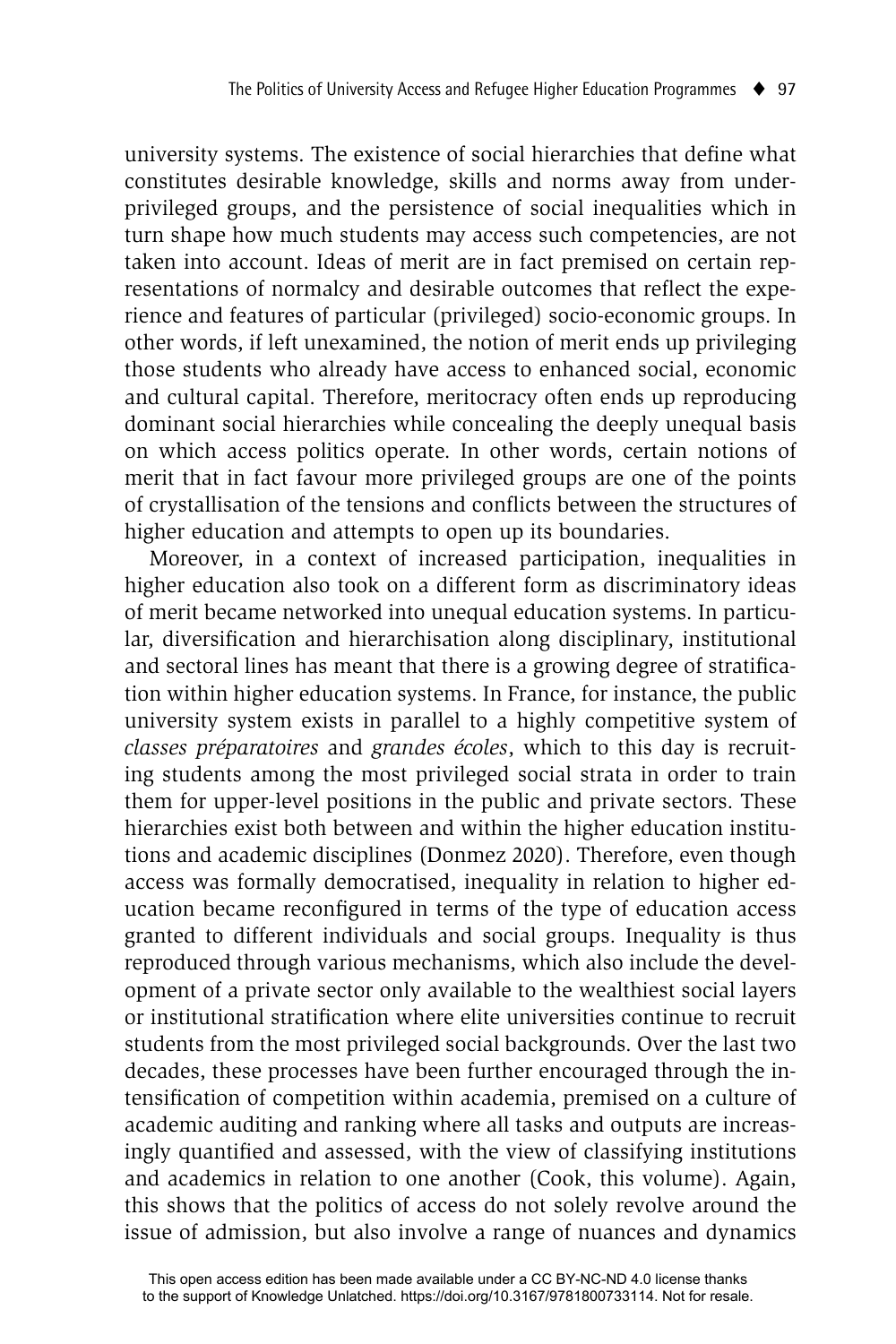university systems. The existence of social hierarchies that define what constitutes desirable knowledge, skills and norms away from underprivileged groups, and the persistence of social inequalities which in turn shape how much students may access such competencies, are not taken into account. Ideas of merit are in fact premised on certain representations of normalcy and desirable outcomes that reflect the experience and features of particular (privileged) socio-economic groups. In other words, if left unexamined, the notion of merit ends up privileging those students who already have access to enhanced social, economic and cultural capital. Therefore, meritocracy often ends up reproducing dominant social hierarchies while concealing the deeply unequal basis on which access politics operate. In other words, certain notions of merit that in fact favour more privileged groups are one of the points of crystallisation of the tensions and conflicts between the structures of higher education and attempts to open up its boundaries.

Moreover, in a context of increased participation, inequalities in higher education also took on a different form as discriminatory ideas of merit became networked into unequal education systems. In particular, diversification and hierarchisation along disciplinary, institutional and sectoral lines has meant that there is a growing degree of stratification within higher education systems. In France, for instance, the public university system exists in parallel to a highly competitive system of *classes préparatoires* and *grandes écoles*, which to this day is recruiting students among the most privileged social strata in order to train them for upper-level positions in the public and private sectors. These hierarchies exist both between and within the higher education institutions and academic disciplines (Donmez 2020). Therefore, even though access was formally democratised, inequality in relation to higher education became reconfigured in terms of the type of education access granted to different individuals and social groups. Inequality is thus reproduced through various mechanisms, which also include the development of a private sector only available to the wealthiest social layers or institutional stratification where elite universities continue to recruit students from the most privileged social backgrounds. Over the last two decades, these processes have been further encouraged through the intensification of competition within academia, premised on a culture of academic auditing and ranking where all tasks and outputs are increasingly quantified and assessed, with the view of classifying institutions and academics in relation to one another (Cook, this volume). Again, this shows that the politics of access do not solely revolve around the issue of admission, but also involve a range of nuances and dynamics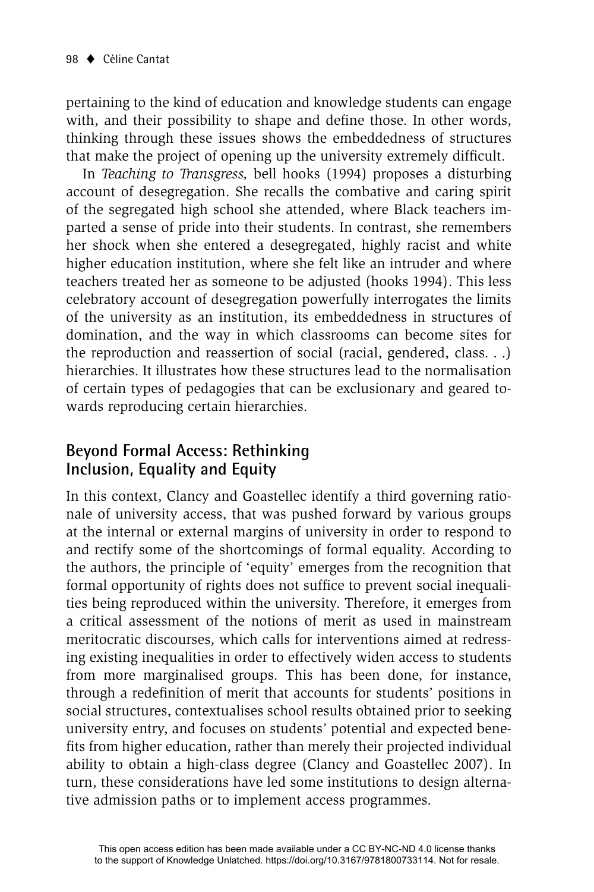pertaining to the kind of education and knowledge students can engage with, and their possibility to shape and define those. In other words, thinking through these issues shows the embeddedness of structures that make the project of opening up the university extremely difficult.

In *Teaching to Transgress,* bell hooks (1994) proposes a disturbing account of desegregation. She recalls the combative and caring spirit of the segregated high school she attended, where Black teachers imparted a sense of pride into their students. In contrast, she remembers her shock when she entered a desegregated, highly racist and white higher education institution, where she felt like an intruder and where teachers treated her as someone to be adjusted (hooks 1994). This less celebratory account of desegregation powerfully interrogates the limits of the university as an institution, its embeddedness in structures of domination, and the way in which classrooms can become sites for the reproduction and reassertion of social (racial, gendered, class. . .) hierarchies. It illustrates how these structures lead to the normalisation of certain types of pedagogies that can be exclusionary and geared towards reproducing certain hierarchies.

## Beyond Formal Access: Rethinking Inclusion, Equality and Equity

In this context, Clancy and Goastellec identify a third governing rationale of university access, that was pushed forward by various groups at the internal or external margins of university in order to respond to and rectify some of the shortcomings of formal equality. According to the authors, the principle of 'equity' emerges from the recognition that formal opportunity of rights does not suffice to prevent social inequalities being reproduced within the university. Therefore, it emerges from a critical assessment of the notions of merit as used in mainstream meritocratic discourses, which calls for interventions aimed at redressing existing inequalities in order to effectively widen access to students from more marginalised groups. This has been done, for instance, through a redefinition of merit that accounts for students' positions in social structures, contextualises school results obtained prior to seeking university entry, and focuses on students' potential and expected benefits from higher education, rather than merely their projected individual ability to obtain a high-class degree (Clancy and Goastellec 2007). In turn, these considerations have led some institutions to design alternative admission paths or to implement access programmes.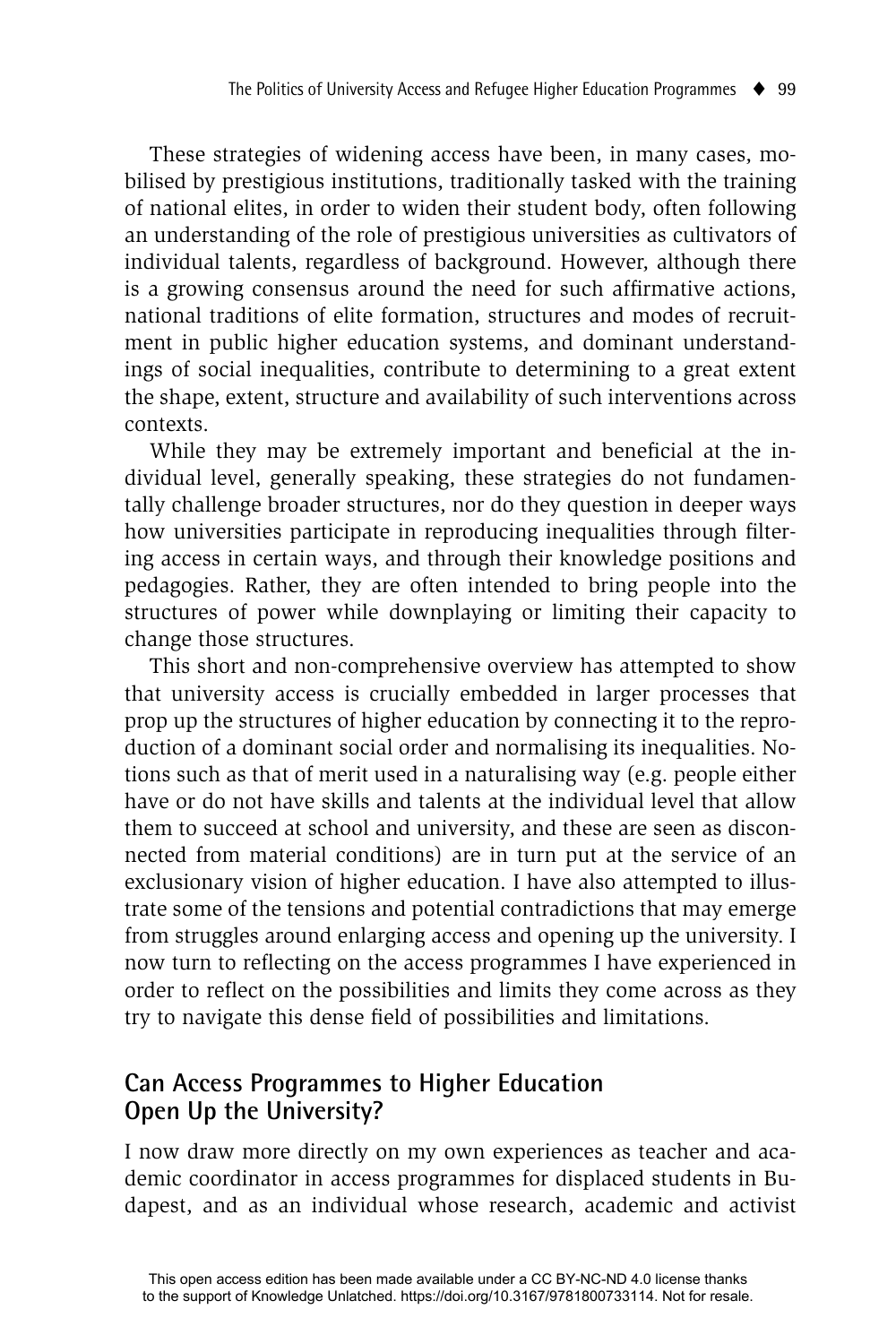These strategies of widening access have been, in many cases, mobilised by prestigious institutions, traditionally tasked with the training of national elites, in order to widen their student body, often following an understanding of the role of prestigious universities as cultivators of individual talents, regardless of background. However, although there is a growing consensus around the need for such affirmative actions, national traditions of elite formation, structures and modes of recruitment in public higher education systems, and dominant understandings of social inequalities, contribute to determining to a great extent the shape, extent, structure and availability of such interventions across contexts.

While they may be extremely important and beneficial at the individual level, generally speaking, these strategies do not fundamentally challenge broader structures, nor do they question in deeper ways how universities participate in reproducing inequalities through filtering access in certain ways, and through their knowledge positions and pedagogies. Rather, they are often intended to bring people into the structures of power while downplaying or limiting their capacity to change those structures.

This short and non-comprehensive overview has attempted to show that university access is crucially embedded in larger processes that prop up the structures of higher education by connecting it to the reproduction of a dominant social order and normalising its inequalities. Notions such as that of merit used in a naturalising way (e.g. people either have or do not have skills and talents at the individual level that allow them to succeed at school and university, and these are seen as disconnected from material conditions) are in turn put at the service of an exclusionary vision of higher education. I have also attempted to illustrate some of the tensions and potential contradictions that may emerge from struggles around enlarging access and opening up the university. I now turn to reflecting on the access programmes I have experienced in order to reflect on the possibilities and limits they come across as they try to navigate this dense field of possibilities and limitations.

## Can Access Programmes to Higher Education Open Up the University?

I now draw more directly on my own experiences as teacher and academic coordinator in access programmes for displaced students in Budapest, and as an individual whose research, academic and activist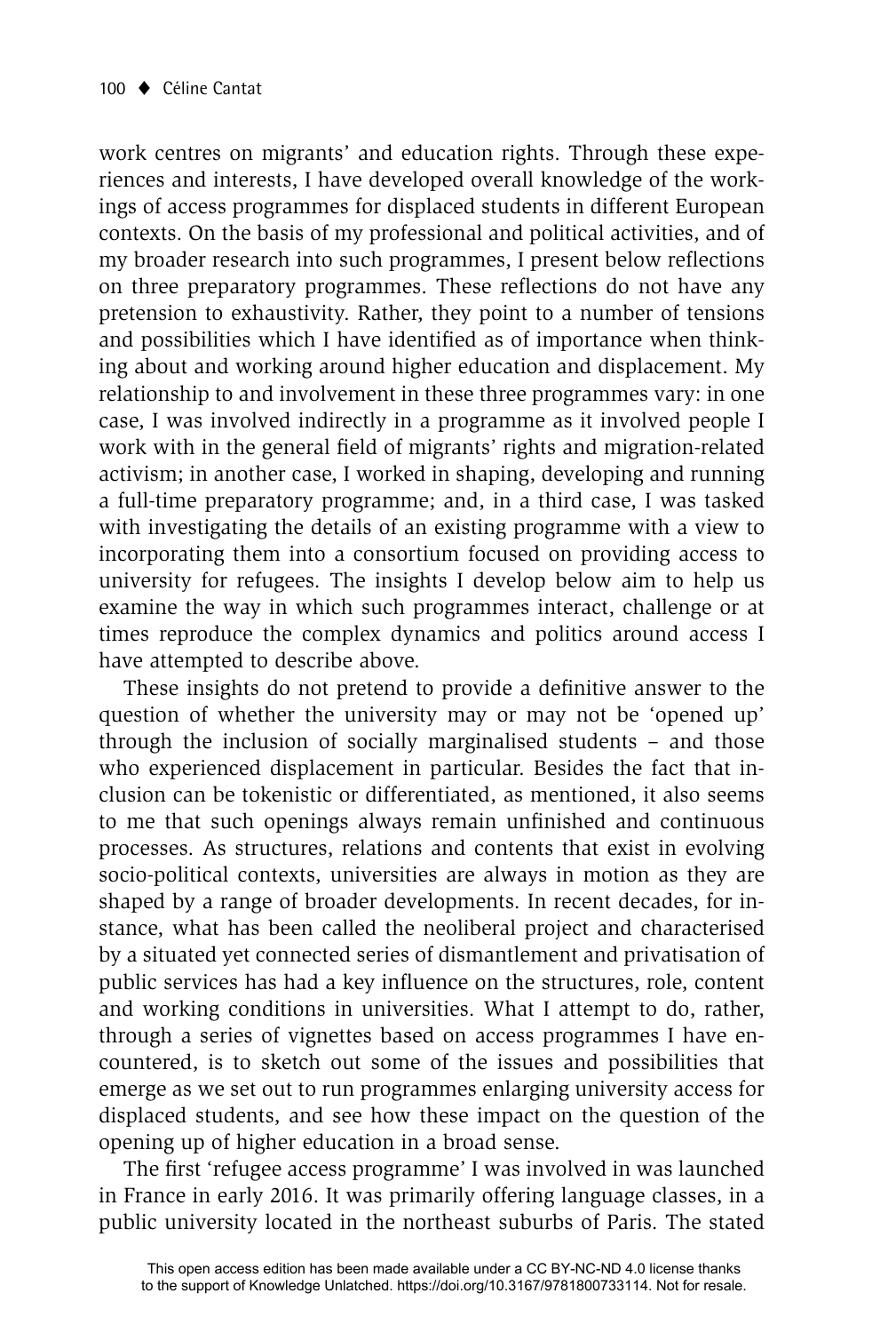work centres on migrants' and education rights. Through these experiences and interests, I have developed overall knowledge of the workings of access programmes for displaced students in different European contexts. On the basis of my professional and political activities, and of my broader research into such programmes, I present below reflections on three preparatory programmes. These reflections do not have any pretension to exhaustivity. Rather, they point to a number of tensions and possibilities which I have identified as of importance when thinking about and working around higher education and displacement. My relationship to and involvement in these three programmes vary: in one case, I was involved indirectly in a programme as it involved people I work with in the general field of migrants' rights and migration-related activism; in another case, I worked in shaping, developing and running a full-time preparatory programme; and, in a third case, I was tasked with investigating the details of an existing programme with a view to incorporating them into a consortium focused on providing access to university for refugees. The insights I develop below aim to help us examine the way in which such programmes interact, challenge or at times reproduce the complex dynamics and politics around access I have attempted to describe above.

These insights do not pretend to provide a definitive answer to the question of whether the university may or may not be 'opened up' through the inclusion of socially marginalised students – and those who experienced displacement in particular. Besides the fact that inclusion can be tokenistic or differentiated, as mentioned, it also seems to me that such openings always remain unfinished and continuous processes. As structures, relations and contents that exist in evolving socio-political contexts, universities are always in motion as they are shaped by a range of broader developments. In recent decades, for instance, what has been called the neoliberal project and characterised by a situated yet connected series of dismantlement and privatisation of public services has had a key influence on the structures, role, content and working conditions in universities. What I attempt to do, rather, through a series of vignettes based on access programmes I have encountered, is to sketch out some of the issues and possibilities that emerge as we set out to run programmes enlarging university access for displaced students, and see how these impact on the question of the opening up of higher education in a broad sense.

The first 'refugee access programme' I was involved in was launched in France in early 2016. It was primarily offering language classes, in a public university located in the northeast suburbs of Paris. The stated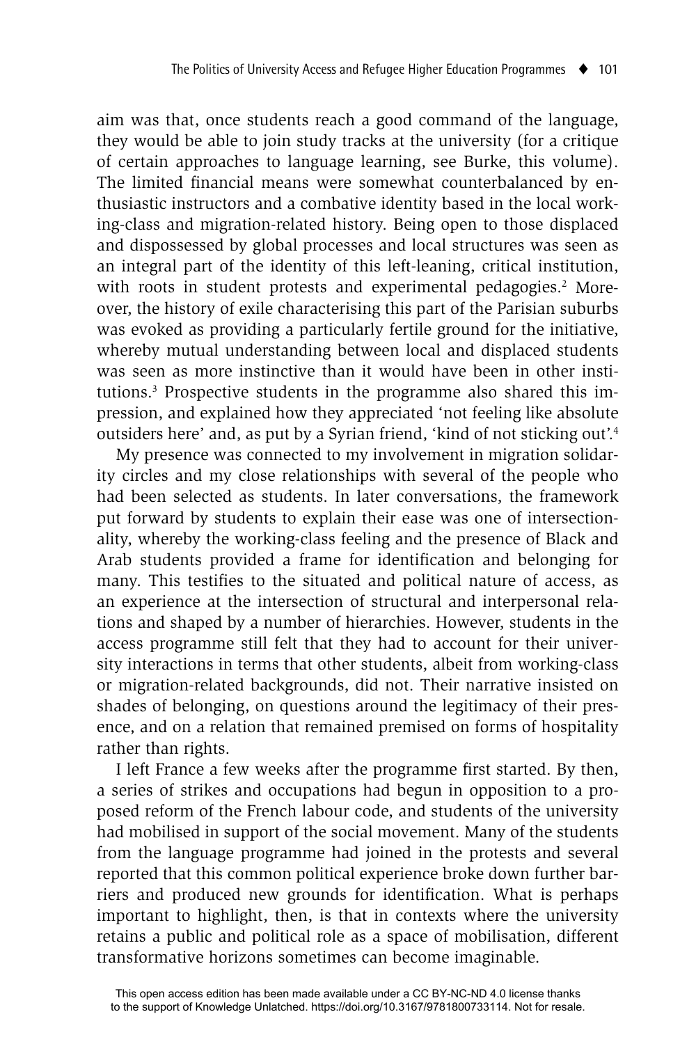aim was that, once students reach a good command of the language, they would be able to join study tracks at the university (for a critique of certain approaches to language learning, see Burke, this volume). The limited financial means were somewhat counterbalanced by enthusiastic instructors and a combative identity based in the local working-class and migration-related history. Being open to those displaced and dispossessed by global processes and local structures was seen as an integral part of the identity of this left-leaning, critical institution, with roots in student protests and experimental pedagogies.[2] Moreover, the history of exile characterising this part of the Parisian suburbs was evoked as providing a particularly fertile ground for the initiative, whereby mutual understanding between local and displaced students was seen as more instinctive than it would have been in other institutions.[3] Prospective students in the programme also shared this impression, and explained how they appreciated 'not feeling like absolute outsiders here' and, as put by a Syrian friend, 'kind of not sticking out'.[4]

My presence was connected to my involvement in migration solidarity circles and my close relationships with several of the people who had been selected as students. In later conversations, the framework put forward by students to explain their ease was one of intersectionality, whereby the working-class feeling and the presence of Black and Arab students provided a frame for identification and belonging for many. This testifies to the situated and political nature of access, as an experience at the intersection of structural and interpersonal relations and shaped by a number of hierarchies. However, students in the access programme still felt that they had to account for their university interactions in terms that other students, albeit from working-class or migration-related backgrounds, did not. Their narrative insisted on shades of belonging, on questions around the legitimacy of their presence, and on a relation that remained premised on forms of hospitality rather than rights.

I left France a few weeks after the programme first started. By then, a series of strikes and occupations had begun in opposition to a proposed reform of the French labour code, and students of the university had mobilised in support of the social movement. Many of the students from the language programme had joined in the protests and several reported that this common political experience broke down further barriers and produced new grounds for identification. What is perhaps important to highlight, then, is that in contexts where the university retains a public and political role as a space of mobilisation, different transformative horizons sometimes can become imaginable.

This open access edition has been made available under a CC BY-NC-ND 4.0 license thanks to the support of Knowledge Unlatched. https://doi.org/10.3167/9781800733114. Not for resale.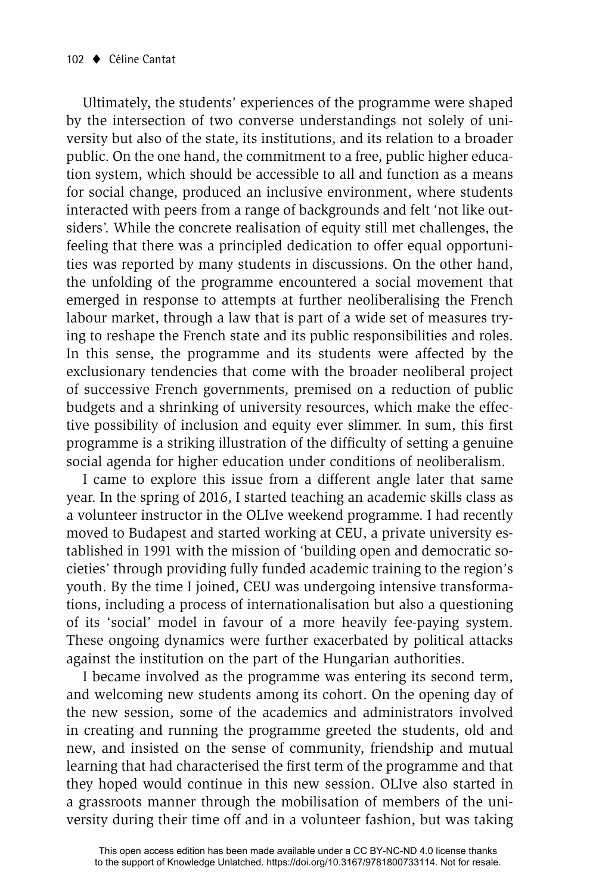Ultimately, the students' experiences of the programme were shaped by the intersection of two converse understandings not solely of university but also of the state, its institutions, and its relation to a broader public. On the one hand, the commitment to a free, public higher education system, which should be accessible to all and function as a means for social change, produced an inclusive environment, where students interacted with peers from a range of backgrounds and felt 'not like outsiders'. While the concrete realisation of equity still met challenges, the feeling that there was a principled dedication to offer equal opportunities was reported by many students in discussions. On the other hand, the unfolding of the programme encountered a social movement that emerged in response to attempts at further neoliberalising the French labour market, through a law that is part of a wide set of measures trying to reshape the French state and its public responsibilities and roles. In this sense, the programme and its students were affected by the exclusionary tendencies that come with the broader neoliberal project of successive French governments, premised on a reduction of public budgets and a shrinking of university resources, which make the effective possibility of inclusion and equity ever slimmer. In sum, this first programme is a striking illustration of the difficulty of setting a genuine social agenda for higher education under conditions of neoliberalism.

I came to explore this issue from a different angle later that same year. In the spring of 2016, I started teaching an academic skills class as a volunteer instructor in the OLIve weekend programme. I had recently moved to Budapest and started working at CEU, a private university established in 1991 with the mission of 'building open and democratic societies' through providing fully funded academic training to the region's youth. By the time I joined, CEU was undergoing intensive transformations, including a process of internationalisation but also a questioning of its 'social' model in favour of a more heavily fee-paying system. These ongoing dynamics were further exacerbated by political attacks against the institution on the part of the Hungarian authorities.

I became involved as the programme was entering its second term, and welcoming new students among its cohort. On the opening day of the new session, some of the academics and administrators involved in creating and running the programme greeted the students, old and new, and insisted on the sense of community, friendship and mutual learning that had characterised the first term of the programme and that they hoped would continue in this new session. OLIve also started in a grassroots manner through the mobilisation of members of the university during their time off and in a volunteer fashion, but was taking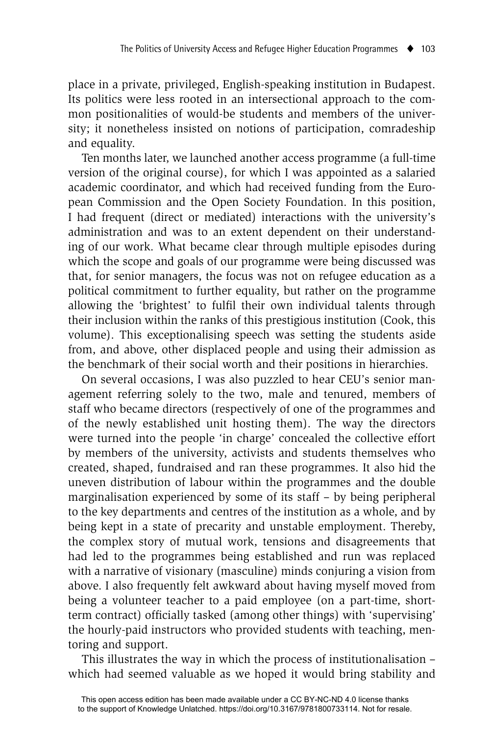place in a private, privileged, English-speaking institution in Budapest. Its politics were less rooted in an intersectional approach to the common positionalities of would-be students and members of the university; it nonetheless insisted on notions of participation, comradeship and equality.

Ten months later, we launched another access programme (a full-time version of the original course), for which I was appointed as a salaried academic coordinator, and which had received funding from the European Commission and the Open Society Foundation. In this position, I had frequent (direct or mediated) interactions with the university's administration and was to an extent dependent on their understanding of our work. What became clear through multiple episodes during which the scope and goals of our programme were being discussed was that, for senior managers, the focus was not on refugee education as a political commitment to further equality, but rather on the programme allowing the 'brightest' to fulfil their own individual talents through their inclusion within the ranks of this prestigious institution (Cook, this volume). This exceptionalising speech was setting the students aside from, and above, other displaced people and using their admission as the benchmark of their social worth and their positions in hierarchies.

On several occasions, I was also puzzled to hear CEU's senior management referring solely to the two, male and tenured, members of staff who became directors (respectively of one of the programmes and of the newly established unit hosting them). The way the directors were turned into the people 'in charge' concealed the collective effort by members of the university, activists and students themselves who created, shaped, fundraised and ran these programmes. It also hid the uneven distribution of labour within the programmes and the double marginalisation experienced by some of its staff – by being peripheral to the key departments and centres of the institution as a whole, and by being kept in a state of precarity and unstable employment. Thereby, the complex story of mutual work, tensions and disagreements that had led to the programmes being established and run was replaced with a narrative of visionary (masculine) minds conjuring a vision from above. I also frequently felt awkward about having myself moved from being a volunteer teacher to a paid employee (on a part-time, short-term contract) officially tasked (among other things) with 'supervising' the hourly-paid instructors who provided students with teaching, mentoring and support.

This illustrates the way in which the process of institutionalisation – which had seemed valuable as we hoped it would bring stability and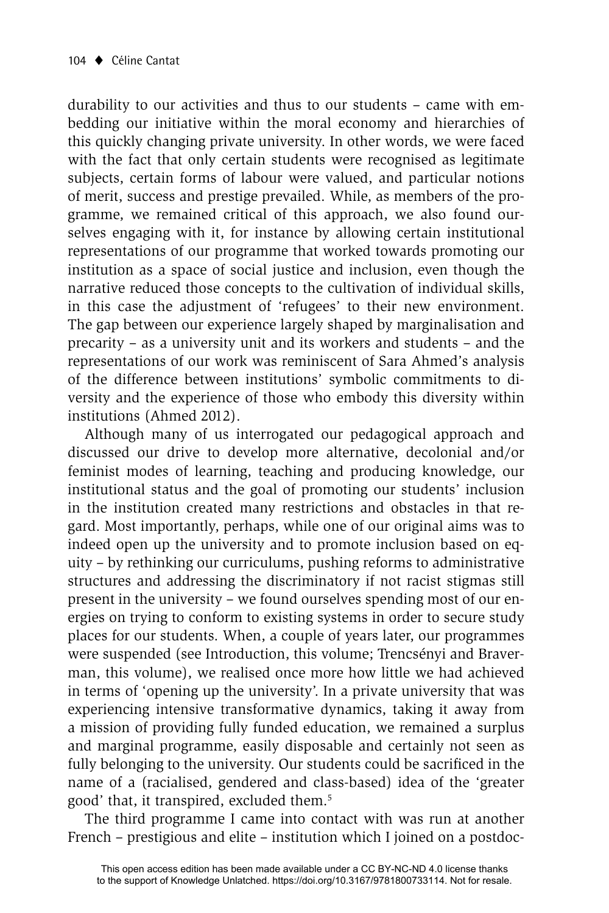durability to our activities and thus to our students – came with embedding our initiative within the moral economy and hierarchies of this quickly changing private university. In other words, we were faced with the fact that only certain students were recognised as legitimate subjects, certain forms of labour were valued, and particular notions of merit, success and prestige prevailed. While, as members of the programme, we remained critical of this approach, we also found ourselves engaging with it, for instance by allowing certain institutional representations of our programme that worked towards promoting our institution as a space of social justice and inclusion, even though the narrative reduced those concepts to the cultivation of individual skills, in this case the adjustment of 'refugees' to their new environment. The gap between our experience largely shaped by marginalisation and precarity – as a university unit and its workers and students – and the representations of our work was reminiscent of Sara Ahmed's analysis of the difference between institutions' symbolic commitments to diversity and the experience of those who embody this diversity within institutions (Ahmed 2012).

Although many of us interrogated our pedagogical approach and discussed our drive to develop more alternative, decolonial and/or feminist modes of learning, teaching and producing knowledge, our institutional status and the goal of promoting our students' inclusion in the institution created many restrictions and obstacles in that regard. Most importantly, perhaps, while one of our original aims was to indeed open up the university and to promote inclusion based on equity – by rethinking our curriculums, pushing reforms to administrative structures and addressing the discriminatory if not racist stigmas still present in the university – we found ourselves spending most of our energies on trying to conform to existing systems in order to secure study places for our students. When, a couple of years later, our programmes were suspended (see Introduction, this volume; Trencsényi and Braverman, this volume), we realised once more how little we had achieved in terms of 'opening up the university'. In a private university that was experiencing intensive transformative dynamics, taking it away from a mission of providing fully funded education, we remained a surplus and marginal programme, easily disposable and certainly not seen as fully belonging to the university. Our students could be sacrificed in the name of a (racialised, gendered and class-based) idea of the 'greater good' that, it transpired, excluded them.[5]

The third programme I came into contact with was run at another French – prestigious and elite – institution which I joined on a postdoc-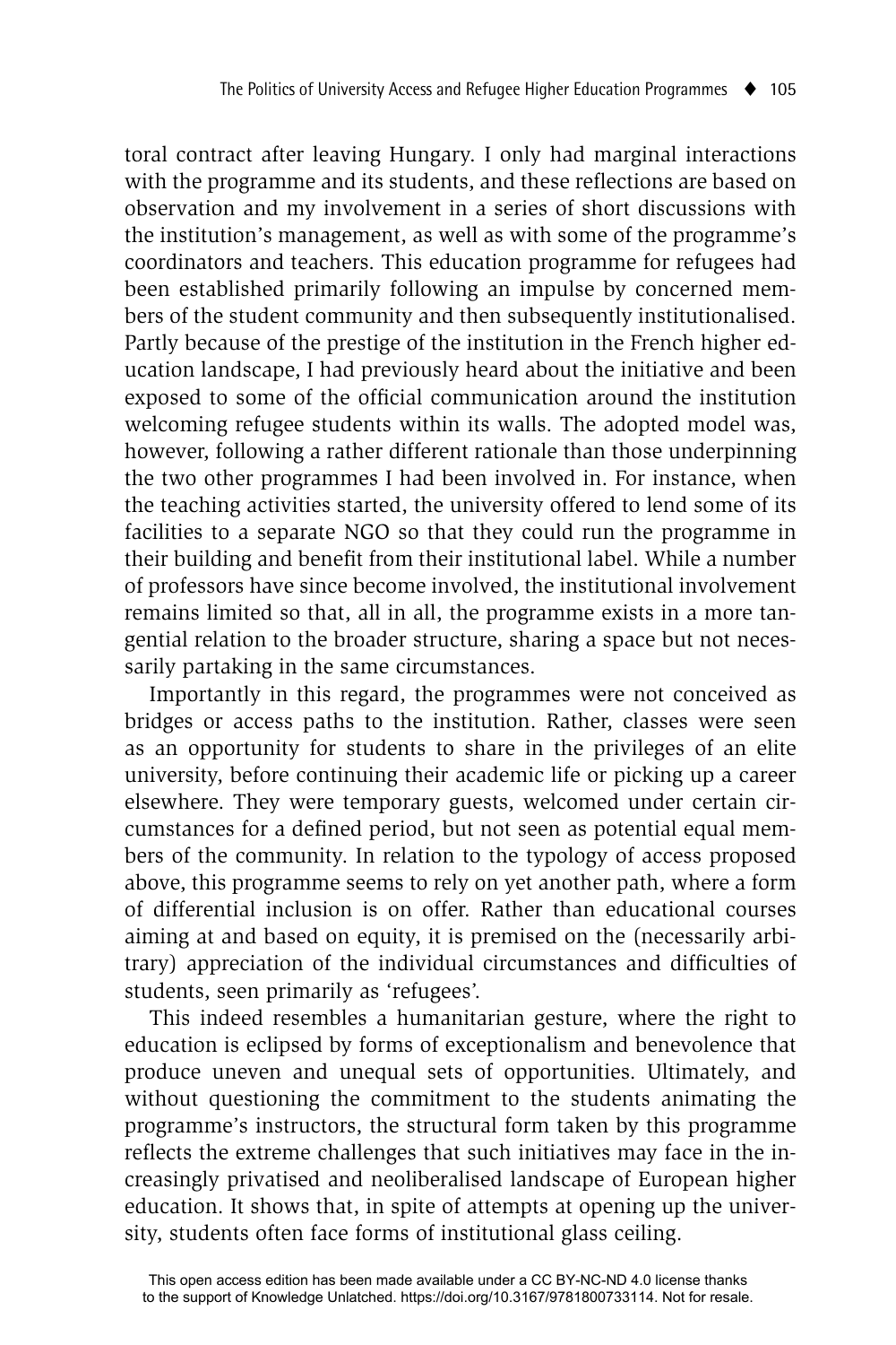toral contract after leaving Hungary. I only had marginal interactions with the programme and its students, and these reflections are based on observation and my involvement in a series of short discussions with the institution's management, as well as with some of the programme's coordinators and teachers. This education programme for refugees had been established primarily following an impulse by concerned members of the student community and then subsequently institutionalised. Partly because of the prestige of the institution in the French higher education landscape, I had previously heard about the initiative and been exposed to some of the official communication around the institution welcoming refugee students within its walls. The adopted model was, however, following a rather different rationale than those underpinning the two other programmes I had been involved in. For instance, when the teaching activities started, the university offered to lend some of its facilities to a separate NGO so that they could run the programme in their building and benefit from their institutional label. While a number of professors have since become involved, the institutional involvement remains limited so that, all in all, the programme exists in a more tangential relation to the broader structure, sharing a space but not necessarily partaking in the same circumstances.

Importantly in this regard, the programmes were not conceived as bridges or access paths to the institution. Rather, classes were seen as an opportunity for students to share in the privileges of an elite university, before continuing their academic life or picking up a career elsewhere. They were temporary guests, welcomed under certain circumstances for a defined period, but not seen as potential equal members of the community. In relation to the typology of access proposed above, this programme seems to rely on yet another path, where a form of differential inclusion is on offer. Rather than educational courses aiming at and based on equity, it is premised on the (necessarily arbitrary) appreciation of the individual circumstances and difficulties of students, seen primarily as 'refugees'.

This indeed resembles a humanitarian gesture, where the right to education is eclipsed by forms of exceptionalism and benevolence that produce uneven and unequal sets of opportunities. Ultimately, and without questioning the commitment to the students animating the programme's instructors, the structural form taken by this programme reflects the extreme challenges that such initiatives may face in the increasingly privatised and neoliberalised landscape of European higher education. It shows that, in spite of attempts at opening up the university, students often face forms of institutional glass ceiling.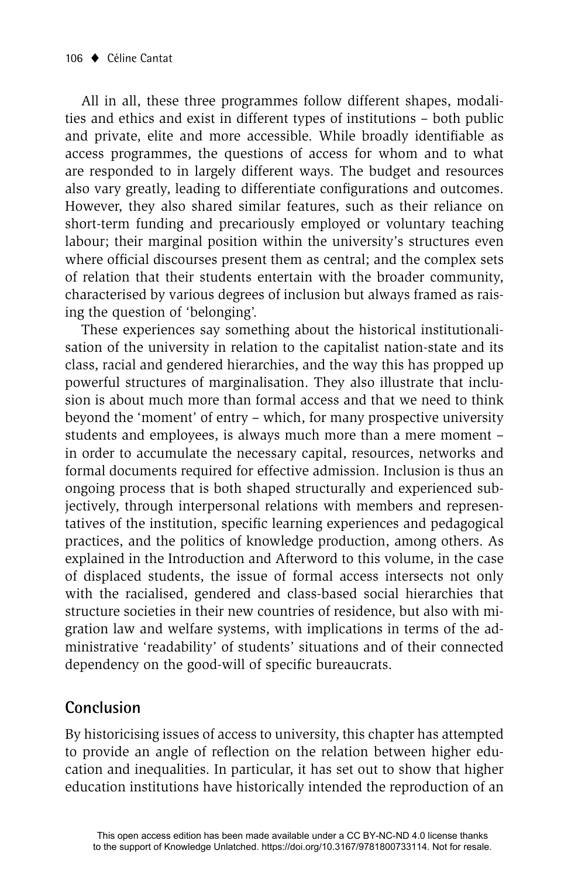All in all, these three programmes follow different shapes, modalities and ethics and exist in different types of institutions – both public and private, elite and more accessible. While broadly identifiable as access programmes, the questions of access for whom and to what are responded to in largely different ways. The budget and resources also vary greatly, leading to differentiate configurations and outcomes. However, they also shared similar features, such as their reliance on short-term funding and precariously employed or voluntary teaching labour; their marginal position within the university's structures even where official discourses present them as central; and the complex sets of relation that their students entertain with the broader community, characterised by various degrees of inclusion but always framed as raising the question of 'belonging'.

These experiences say something about the historical institutionalisation of the university in relation to the capitalist nation-state and its class, racial and gendered hierarchies, and the way this has propped up powerful structures of marginalisation. They also illustrate that inclusion is about much more than formal access and that we need to think beyond the 'moment' of entry – which, for many prospective university students and employees, is always much more than a mere moment – in order to accumulate the necessary capital, resources, networks and formal documents required for effective admission. Inclusion is thus an ongoing process that is both shaped structurally and experienced subjectively, through interpersonal relations with members and representatives of the institution, specific learning experiences and pedagogical practices, and the politics of knowledge production, among others. As explained in the Introduction and Afterword to this volume, in the case of displaced students, the issue of formal access intersects not only with the racialised, gendered and class-based social hierarchies that structure societies in their new countries of residence, but also with migration law and welfare systems, with implications in terms of the administrative 'readability' of students' situations and of their connected dependency on the good-will of specific bureaucrats.

## Conclusion

By historicising issues of access to university, this chapter has attempted to provide an angle of reflection on the relation between higher education and inequalities. In particular, it has set out to show that higher education institutions have historically intended the reproduction of an

This open access edition has been made available under a CC BY-NC-ND 4.0 license thanks to the support of Knowledge Unlatched. https://doi.org/10.3167/9781800733114. Not for resale.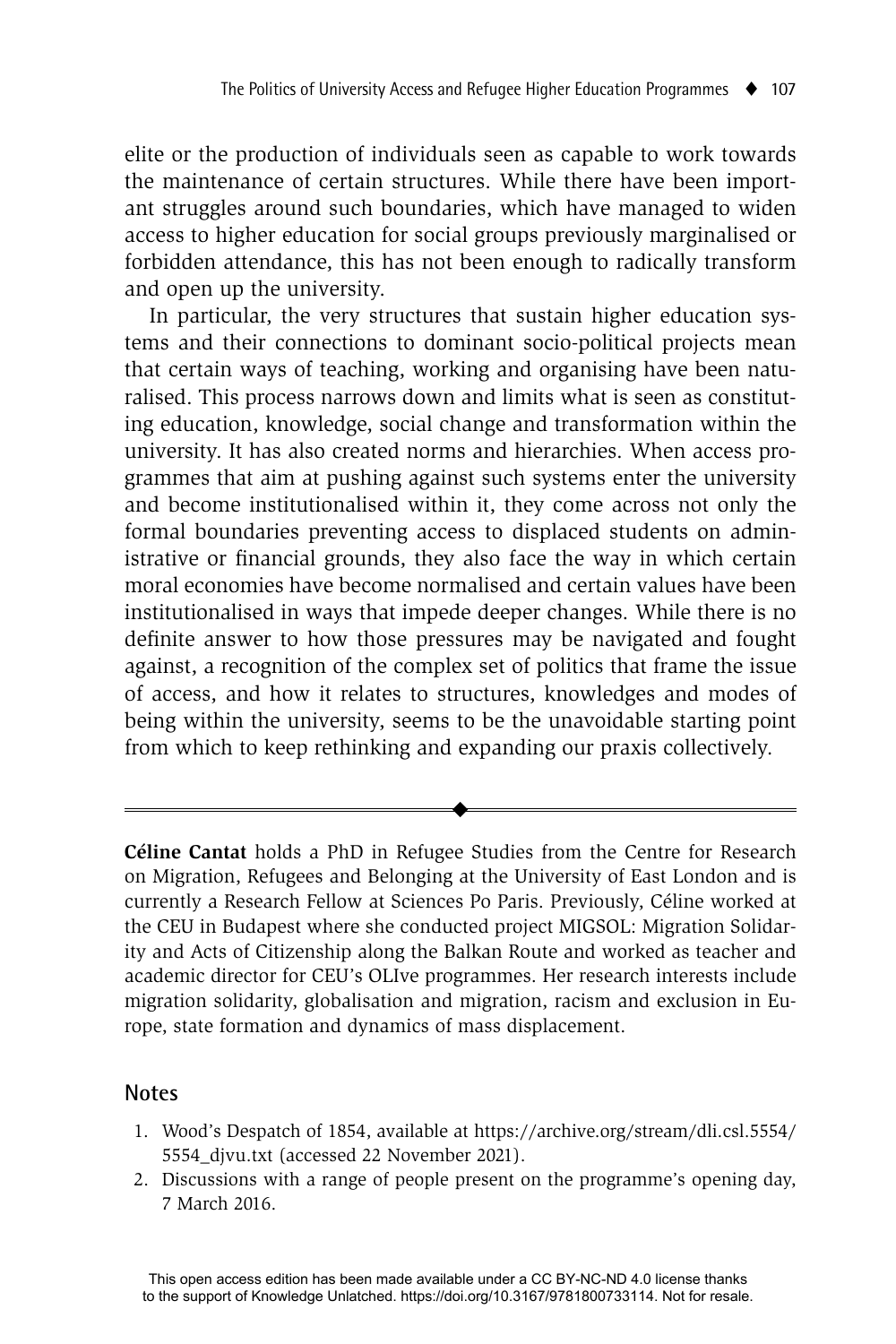elite or the production of individuals seen as capable to work towards the maintenance of certain structures. While there have been important struggles around such boundaries, which have managed to widen access to higher education for social groups previously marginalised or forbidden attendance, this has not been enough to radically transform and open up the university.

In particular, the very structures that sustain higher education systems and their connections to dominant socio-political projects mean that certain ways of teaching, working and organising have been naturalised. This process narrows down and limits what is seen as constituting education, knowledge, social change and transformation within the university. It has also created norms and hierarchies. When access programmes that aim at pushing against such systems enter the university and become institutionalised within it, they come across not only the formal boundaries preventing access to displaced students on administrative or financial grounds, they also face the way in which certain moral economies have become normalised and certain values have been institutionalised in ways that impede deeper changes. While there is no definite answer to how those pressures may be navigated and fought against, a recognition of the complex set of politics that frame the issue of access, and how it relates to structures, knowledges and modes of being within the university, seems to be the unavoidable starting point from which to keep rethinking and expanding our praxis collectively.

---

**Céline Cantat** holds a PhD in Refugee Studies from the Centre for Research on Migration, Refugees and Belonging at the University of East London and is currently a Research Fellow at Sciences Po Paris. Previously, Céline worked at the CEU in Budapest where she conducted project MIGSOL: Migration Solidarity and Acts of Citizenship along the Balkan Route and worked as teacher and academic director for CEU's OLIve programmes. Her research interests include migration solidarity, globalisation and migration, racism and exclusion in Europe, state formation and dynamics of mass displacement.

## Notes

1. Wood's Despatch of 1854, available at https://archive.org/stream/dli.csl.5554/5554_djvu.txt (accessed 22 November 2021).
2. Discussions with a range of people present on the programme's opening day, 7 March 2016.

This open access edition has been made available under a CC BY-NC-ND 4.0 license thanks to the support of Knowledge Unlatched. https://doi.org/10.3167/9781800733114. Not for resale.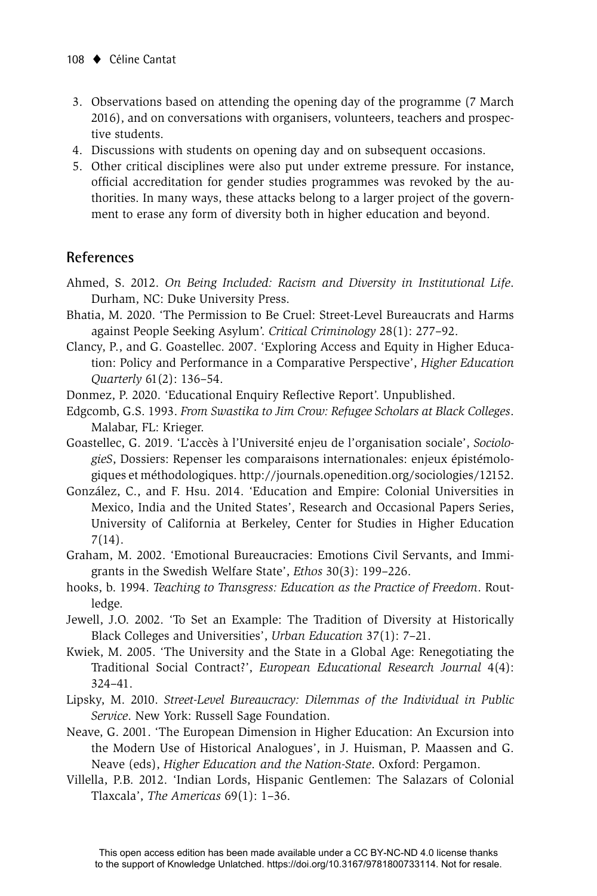3. Observations based on attending the opening day of the programme (7 March 2016), and on conversations with organisers, volunteers, teachers and prospective students.
4. Discussions with students on opening day and on subsequent occasions.
5. Other critical disciplines were also put under extreme pressure. For instance, official accreditation for gender studies programmes was revoked by the authorities. In many ways, these attacks belong to a larger project of the government to erase any form of diversity both in higher education and beyond.

## References

Ahmed, S. 2012. *On Being Included: Racism and Diversity in Institutional Life*. Durham, NC: Duke University Press.

Bhatia, M. 2020. 'The Permission to Be Cruel: Street-Level Bureaucrats and Harms against People Seeking Asylum'. *Critical Criminology* 28(1): 277–92.

Clancy, P., and G. Goastellec. 2007. 'Exploring Access and Equity in Higher Education: Policy and Performance in a Comparative Perspective', *Higher Education Quarterly* 61(2): 136–54.

Donmez, P. 2020. 'Educational Enquiry Reflective Report'. Unpublished.

Edgcomb, G.S. 1993. *From Swastika to Jim Crow: Refugee Scholars at Black Colleges*. Malabar, FL: Krieger.

Goastellec, G. 2019. 'L'accès à l'Université enjeu de l'organisation sociale', *SociologieS*, Dossiers: Repenser les comparaisons internationales: enjeux épistémologiques et méthodologiques. http://journals.openedition.org/sociologies/12152.

González, C., and F. Hsu. 2014. 'Education and Empire: Colonial Universities in Mexico, India and the United States', Research and Occasional Papers Series, University of California at Berkeley, Center for Studies in Higher Education 7(14).

Graham, M. 2002. 'Emotional Bureaucracies: Emotions Civil Servants, and Immigrants in the Swedish Welfare State', *Ethos* 30(3): 199–226.

hooks, b. 1994. *Teaching to Transgress: Education as the Practice of Freedom*. Routledge.

Jewell, J.O. 2002. 'To Set an Example: The Tradition of Diversity at Historically Black Colleges and Universities', *Urban Education* 37(1): 7–21.

Kwiek, M. 2005. 'The University and the State in a Global Age: Renegotiating the Traditional Social Contract?', *European Educational Research Journal* 4(4): 324–41.

Lipsky, M. 2010. *Street-Level Bureaucracy: Dilemmas of the Individual in Public Service*. New York: Russell Sage Foundation.

Neave, G. 2001. 'The European Dimension in Higher Education: An Excursion into the Modern Use of Historical Analogues', in J. Huisman, P. Maassen and G. Neave (eds), *Higher Education and the Nation-State*. Oxford: Pergamon.

Villella, P.B. 2012. 'Indian Lords, Hispanic Gentlemen: The Salazars of Colonial Tlaxcala', *The Americas* 69(1): 1–36.

This open access edition has been made available under a CC BY-NC-ND 4.0 license thanks to the support of Knowledge Unlatched. https://doi.org/10.3167/9781800733114. Not for resale.